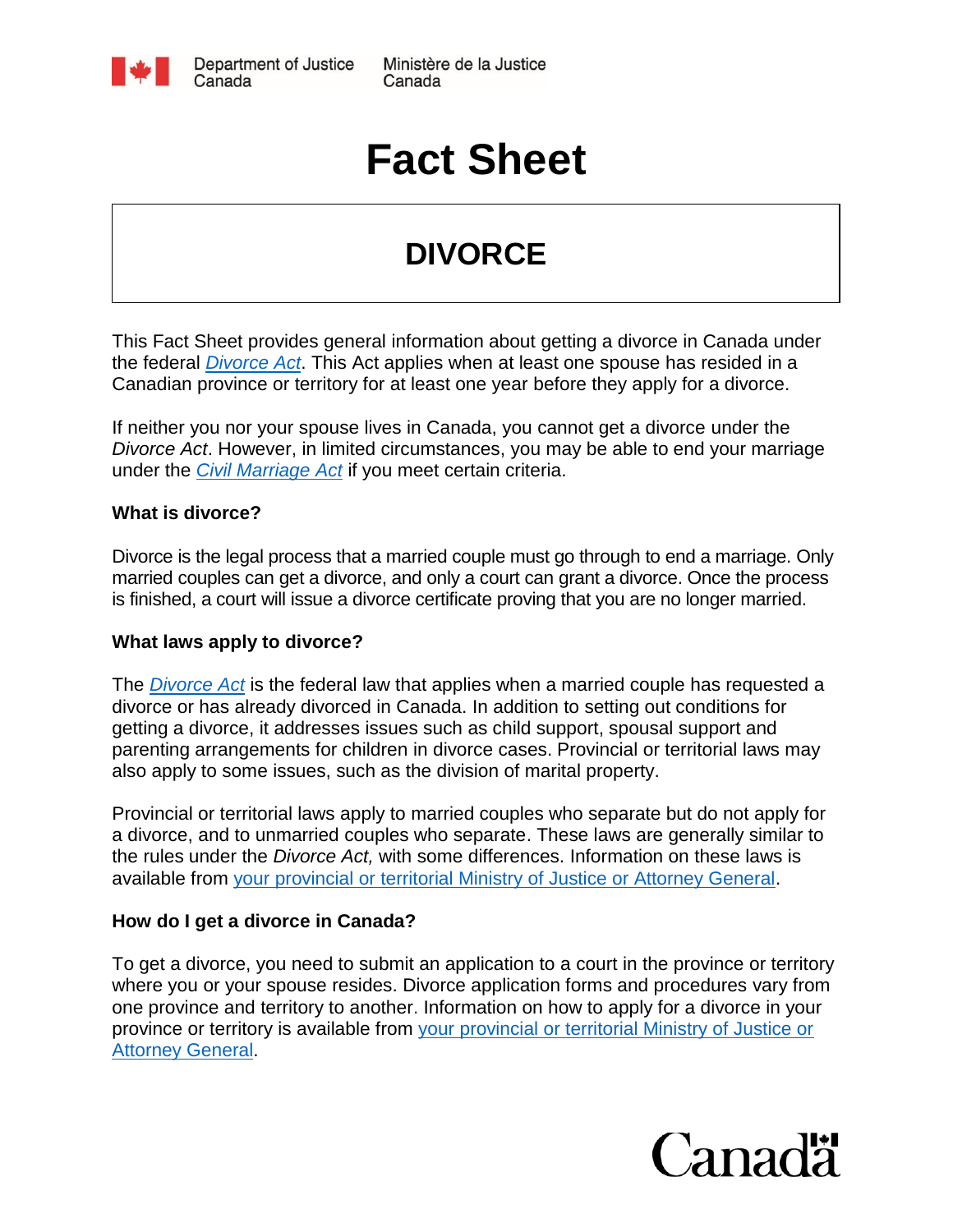Department of Justice Canada | Ministère de la Justice Canada

# Fact Sheet

## DIVORCE

This Fact Sheet provides general information about getting a divorce in Canada under the federal *Divorce Act*. This Act applies when at least one spouse has resided in a Canadian province or territory for at least one year before they apply for a divorce.

If neither you nor your spouse lives in Canada, you cannot get a divorce under the *Divorce Act*. However, in limited circumstances, you may be able to end your marriage under the *Civil Marriage Act* if you meet certain criteria.

**What is divorce?**

Divorce is the legal process that a married couple must go through to end a marriage. Only married couples can get a divorce, and only a court can grant a divorce. Once the process is finished, a court will issue a divorce certificate proving that you are no longer married.

**What laws apply to divorce?**

The *Divorce Act* is the federal law that applies when a married couple has requested a divorce or has already divorced in Canada. In addition to setting out conditions for getting a divorce, it addresses issues such as child support, spousal support and parenting arrangements for children in divorce cases. Provincial or territorial laws may also apply to some issues, such as the division of marital property.

Provincial or territorial laws apply to married couples who separate but do not apply for a divorce, and to unmarried couples who separate. These laws are generally similar to the rules under the *Divorce Act,* with some differences. Information on these laws is available from your provincial or territorial Ministry of Justice or Attorney General.

**How do I get a divorce in Canada?**

To get a divorce, you need to submit an application to a court in the province or territory where you or your spouse resides. Divorce application forms and procedures vary from one province and territory to another. Information on how to apply for a divorce in your province or territory is available from your provincial or territorial Ministry of Justice or Attorney General.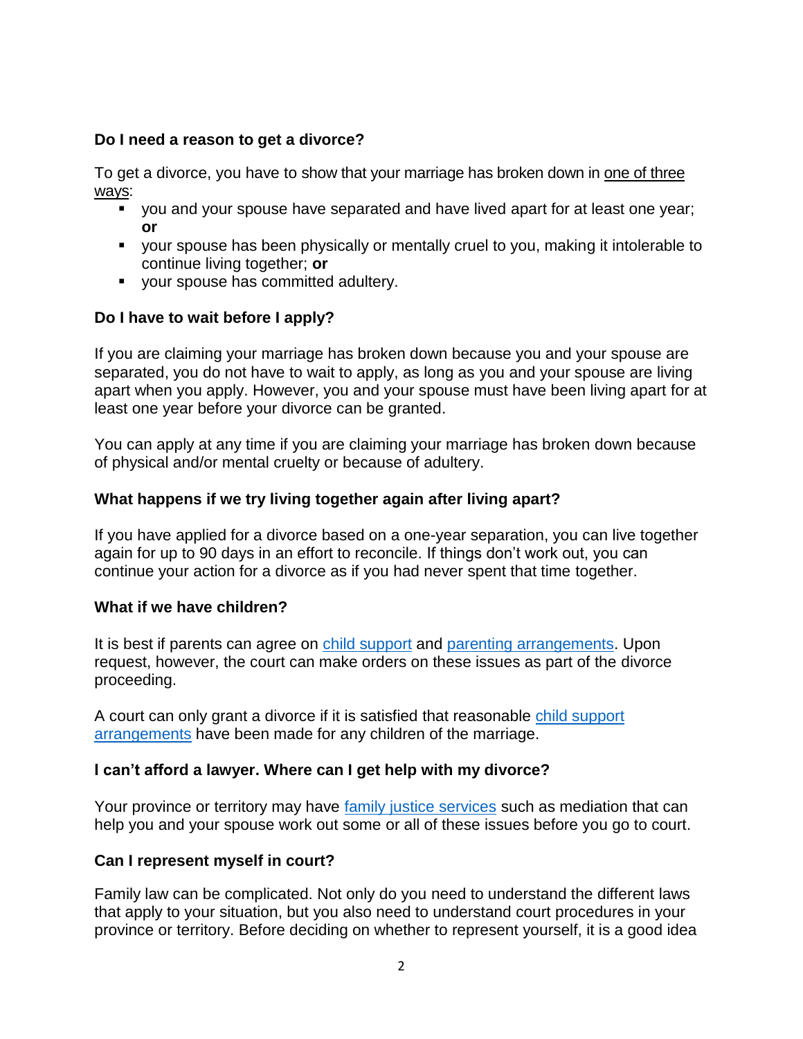### Do I need a reason to get a divorce?

To get a divorce, you have to show that your marriage has broken down in one of three ways:

- you and your spouse have separated and have lived apart for at least one year; **or**
- your spouse has been physically or mentally cruel to you, making it intolerable to continue living together; **or**
- your spouse has committed adultery.

### Do I have to wait before I apply?

If you are claiming your marriage has broken down because you and your spouse are separated, you do not have to wait to apply, as long as you and your spouse are living apart when you apply. However, you and your spouse must have been living apart for at least one year before your divorce can be granted.

You can apply at any time if you are claiming your marriage has broken down because of physical and/or mental cruelty or because of adultery.

### What happens if we try living together again after living apart?

If you have applied for a divorce based on a one-year separation, you can live together again for up to 90 days in an effort to reconcile. If things don't work out, you can continue your action for a divorce as if you had never spent that time together.

### What if we have children?

It is best if parents can agree on child support and parenting arrangements. Upon request, however, the court can make orders on these issues as part of the divorce proceeding.

A court can only grant a divorce if it is satisfied that reasonable child support arrangements have been made for any children of the marriage.

### I can't afford a lawyer. Where can I get help with my divorce?

Your province or territory may have family justice services such as mediation that can help you and your spouse work out some or all of these issues before you go to court.

### Can I represent myself in court?

Family law can be complicated. Not only do you need to understand the different laws that apply to your situation, but you also need to understand court procedures in your province or territory. Before deciding on whether to represent yourself, it is a good idea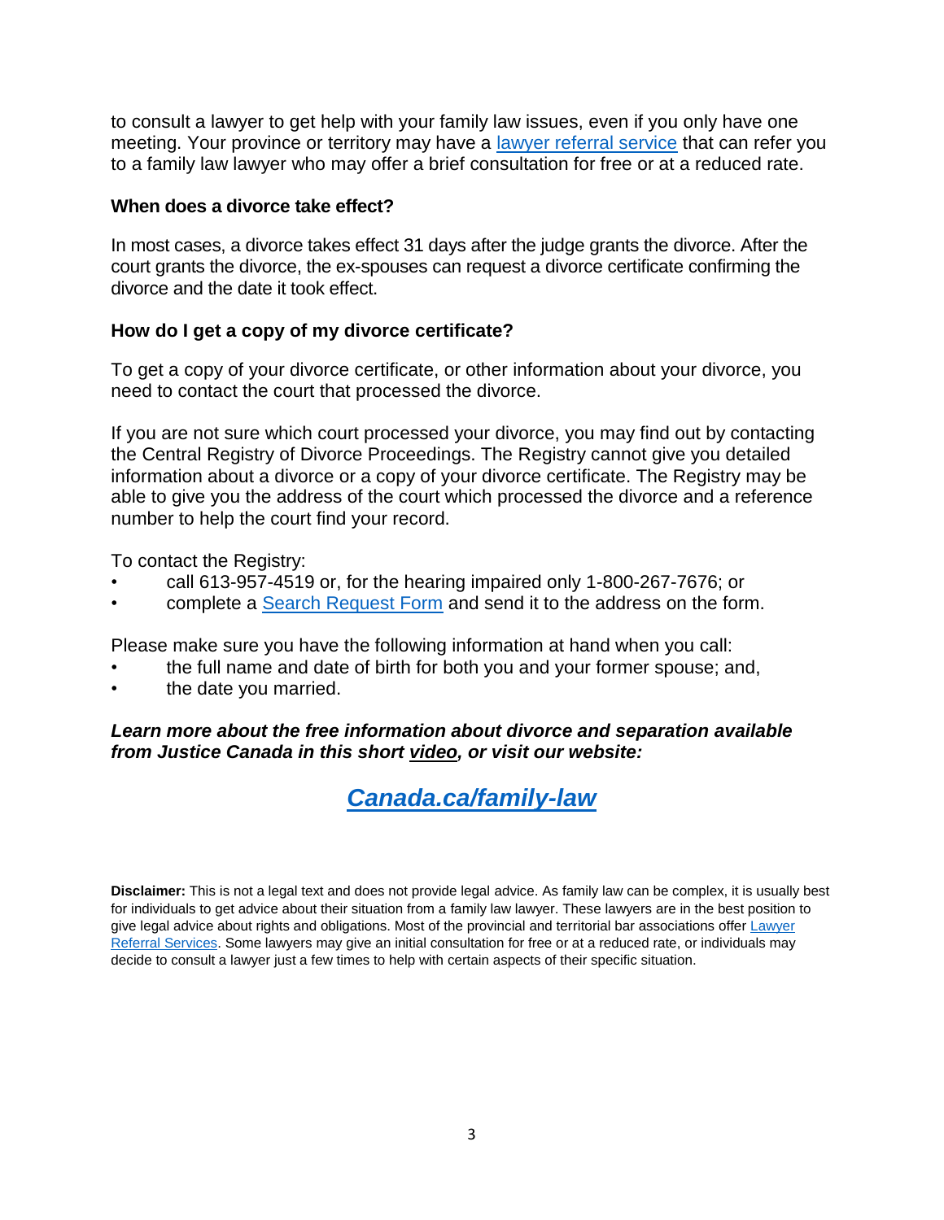to consult a lawyer to get help with your family law issues, even if you only have one meeting. Your province or territory may have a lawyer referral service that can refer you to a family law lawyer who may offer a brief consultation for free or at a reduced rate.

### When does a divorce take effect?

In most cases, a divorce takes effect 31 days after the judge grants the divorce. After the court grants the divorce, the ex-spouses can request a divorce certificate confirming the divorce and the date it took effect.

### How do I get a copy of my divorce certificate?

To get a copy of your divorce certificate, or other information about your divorce, you need to contact the court that processed the divorce.

If you are not sure which court processed your divorce, you may find out by contacting the Central Registry of Divorce Proceedings. The Registry cannot give you detailed information about a divorce or a copy of your divorce certificate. The Registry may be able to give you the address of the court which processed the divorce and a reference number to help the court find your record.

To contact the Registry:

- call 613-957-4519 or, for the hearing impaired only 1-800-267-7676; or
- complete a Search Request Form and send it to the address on the form.

Please make sure you have the following information at hand when you call:

- the full name and date of birth for both you and your former spouse; and,
- the date you married.

***Learn more about the free information about divorce and separation available from Justice Canada in this short video, or visit our website:***

***Canada.ca/family-law***

**Disclaimer:** This is not a legal text and does not provide legal advice. As family law can be complex, it is usually best for individuals to get advice about their situation from a family law lawyer. These lawyers are in the best position to give legal advice about rights and obligations. Most of the provincial and territorial bar associations offer Lawyer Referral Services. Some lawyers may give an initial consultation for free or at a reduced rate, or individuals may decide to consult a lawyer just a few times to help with certain aspects of their specific situation.